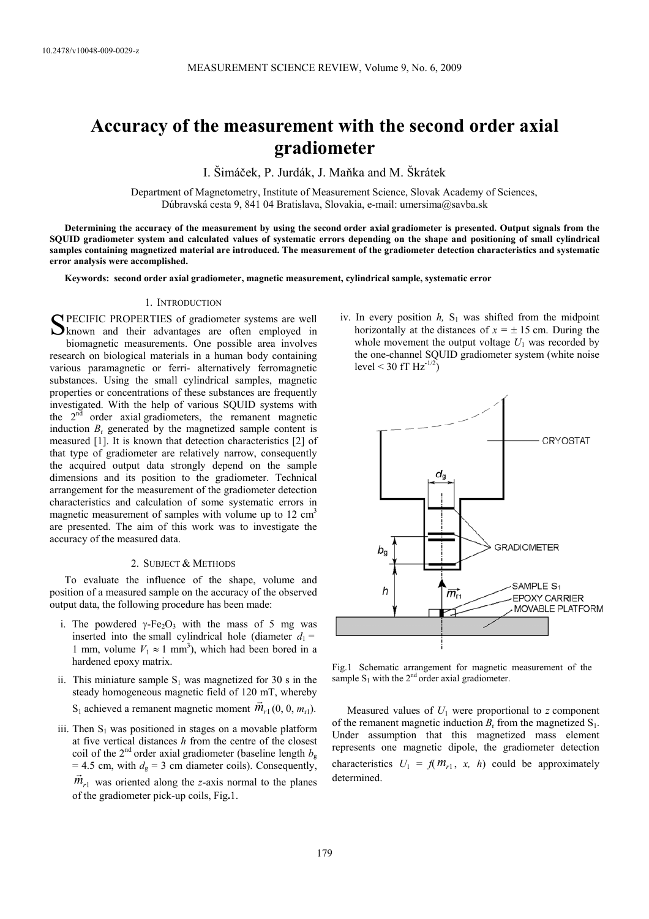10.2478/v10048-009-0029-z

# Accuracy of the measurement with the second order axial gradiometer

I. Šimáček, P. Jurdák, J. Maňka and M. Škrátek

Department of Magnetometry, Institute of Measurement Science, Slovak Academy of Sciences, Dúbravská cesta 9, 841 04 Bratislava, Slovakia, e-mail: umersima@savba.sk

**Determining the accuracy of the measurement by using the second order axial gradiometer is presented. Output signals from the SQUID gradiometer system and calculated values of systematic errors depending on the shape and positioning of small cylindrical samples containing magnetized material are introduced. The measurement of the gradiometer detection characteristics and systematic error analysis were accomplished.**

**Keywords: second order axial gradiometer, magnetic measurement, cylindrical sample, systematic error**

## 1. Introduction

SPECIFIC PROPERTIES of gradiometer systems are well known and their advantages are often employed in biomagnetic measurements. One possible area involves research on biological materials in a human body containing various paramagnetic or ferri- alternatively ferromagnetic substances. Using the small cylindrical samples, magnetic properties or concentrations of these substances are frequently investigated. With the help of various SQUID systems with the 2nd order axial gradiometers, the remanent magnetic induction $B_r$ generated by the magnetized sample content is measured [1]. It is known that detection characteristics [2] of that type of gradiometer are relatively narrow, consequently the acquired output data strongly depend on the sample dimensions and its position to the gradiometer. Technical arrangement for the measurement of the gradiometer detection characteristics and calculation of some systematic errors in magnetic measurement of samples with volume up to 12 cm$^3$ are presented. The aim of this work was to investigate the accuracy of the measured data.

## 2. Subject & Methods

To evaluate the influence of the shape, volume and position of a measured sample on the accuracy of the observed output data, the following procedure has been made:

i. The powdered $\gamma$-$Fe_2O_3$ with the mass of 5 mg was inserted into the small cylindrical hole (diameter $d_1$ = 1 mm, volume $V_1 \approx 1$ mm$^3$), which had been bored in a hardened epoxy matrix.

ii. This miniature sample $S_1$ was magnetized for 30 s in the steady homogeneous magnetic field of 120 mT, whereby $S_1$ achieved a remanent magnetic moment $\vec{m}_{r1}(0, 0, m_{r1})$.

iii. Then $S_1$ was positioned in stages on a movable platform at five vertical distances $h$ from the centre of the closest coil of the 2nd order axial gradiometer (baseline length $b_g$ = 4.5 cm, with $d_g$ = 3 cm diameter coils). Consequently, $\vec{m}_{r1}$ was oriented along the $z$-axis normal to the planes of the gradiometer pick-up coils, Fig.1.

iv. In every position $h$, $S_1$ was shifted from the midpoint horizontally at the distances of $x = \pm$ 15 cm. During the whole movement the output voltage $U_1$ was recorded by the one-channel SQUID gradiometer system (white noise level < 30 fT Hz$^{-1/2}$)

Fig.1 Schematic arrangement for magnetic measurement of the sample $S_1$ with the 2nd order axial gradiometer.

Measured values of $U_1$ were proportional to $z$ component of the remanent magnetic induction $B_r$ from the magnetized $S_1$. Under assumption that this magnetized mass element represents one magnetic dipole, the gradiometer detection characteristics $U_1 = f(m_{r1}, x, h)$ could be approximately determined.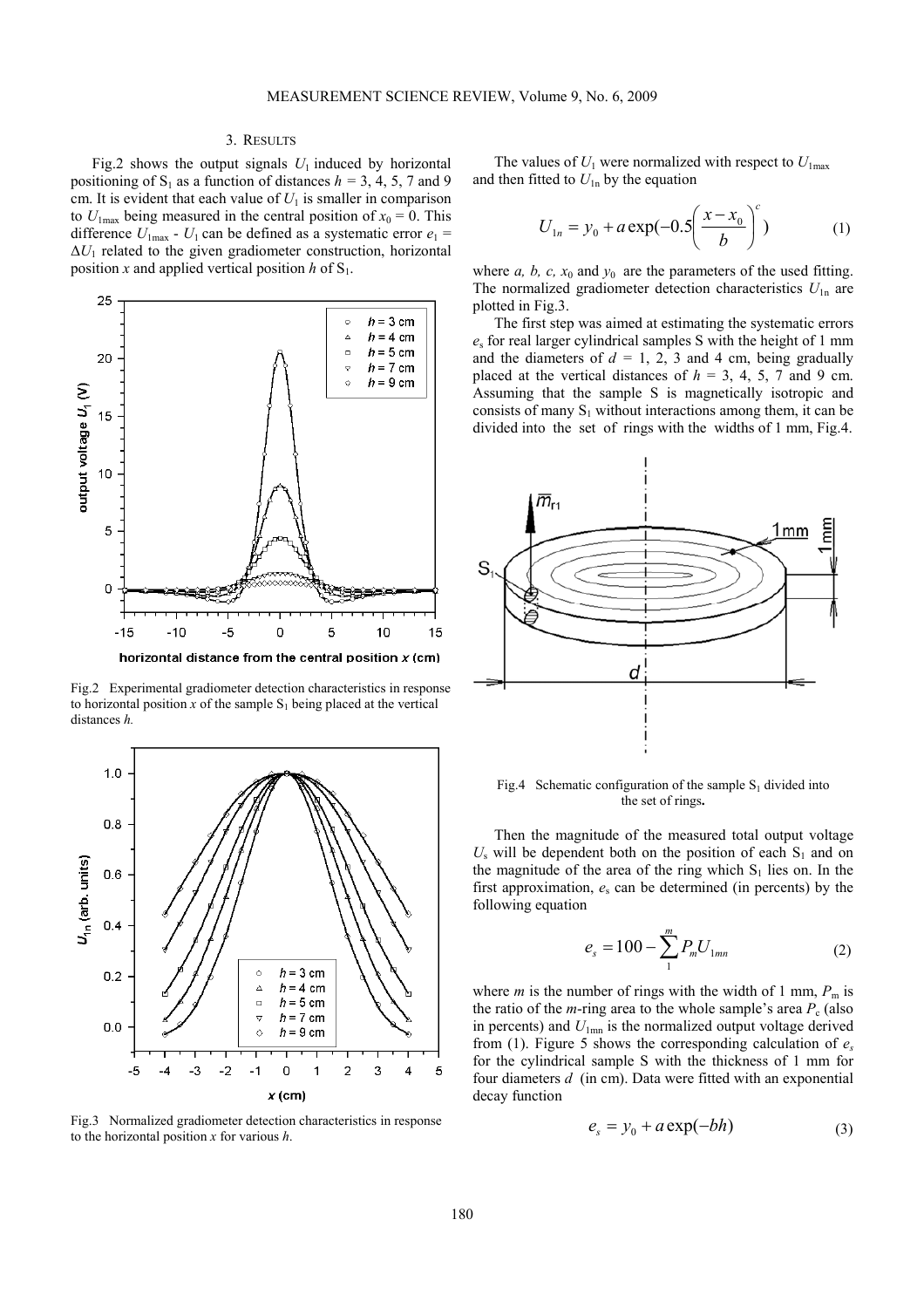## 3. RESULTS

Fig.2 shows the output signals $U_1$ induced by horizontal positioning of $S_1$ as a function of distances $h$ = 3, 4, 5, 7 and 9 cm. It is evident that each value of $U_1$ is smaller in comparison to $U_{1max}$ being measured in the central position of $x_0 = 0$. This difference $U_{1max} - U_1$ can be defined as a systematic error $e_1 = \Delta U_1$ related to the given gradiometer construction, horizontal position $x$ and applied vertical position $h$ of $S_1$.

Fig.2 Experimental gradiometer detection characteristics in response to horizontal position $x$ of the sample $S_1$ being placed at the vertical distances $h$.

Fig.3 Normalized gradiometer detection characteristics in response to the horizontal position $x$ for various $h$.

The values of $U_1$ were normalized with respect to $U_{1max}$ and then fitted to $U_{1n}$ by the equation

$$U_{1n} = y_0 + a\exp(-0.5\left(\frac{x - x_0}{b}\right)^c) \tag{1}$$

where $a$, $b$, $c$, $x_0$ and $y_0$ are the parameters of the used fitting. The normalized gradiometer detection characteristics $U_{1n}$ are plotted in Fig.3.

The first step was aimed at estimating the systematic errors $e_s$ for real larger cylindrical samples S with the height of 1 mm and the diameters of $d$ = 1, 2, 3 and 4 cm, being gradually placed at the vertical distances of $h$ = 3, 4, 5, 7 and 9 cm. Assuming that the sample S is magnetically isotropic and consists of many $S_1$ without interactions among them, it can be divided into the set of rings with the widths of 1 mm, Fig.4.

Fig.4 Schematic configuration of the sample $S_1$ divided into the set of rings.

Then the magnitude of the measured total output voltage $U_s$ will be dependent both on the position of each $S_1$ and on the magnitude of the area of the ring which $S_1$ lies on. In the first approximation, $e_s$ can be determined (in percents) by the following equation

$$e_s = 100 - \sum_1^m P_m U_{1mn} \tag{2}$$

where $m$ is the number of rings with the width of 1 mm, $P_m$ is the ratio of the $m$-ring area to the whole sample's area $P_c$ (also in percents) and $U_{1mn}$ is the normalized output voltage derived from (1). Figure 5 shows the corresponding calculation of $e_s$ for the cylindrical sample S with the thickness of 1 mm for four diameters $d$ (in cm). Data were fitted with an exponential decay function

$$e_s = y_0 + a\exp(-bh) \tag{3}$$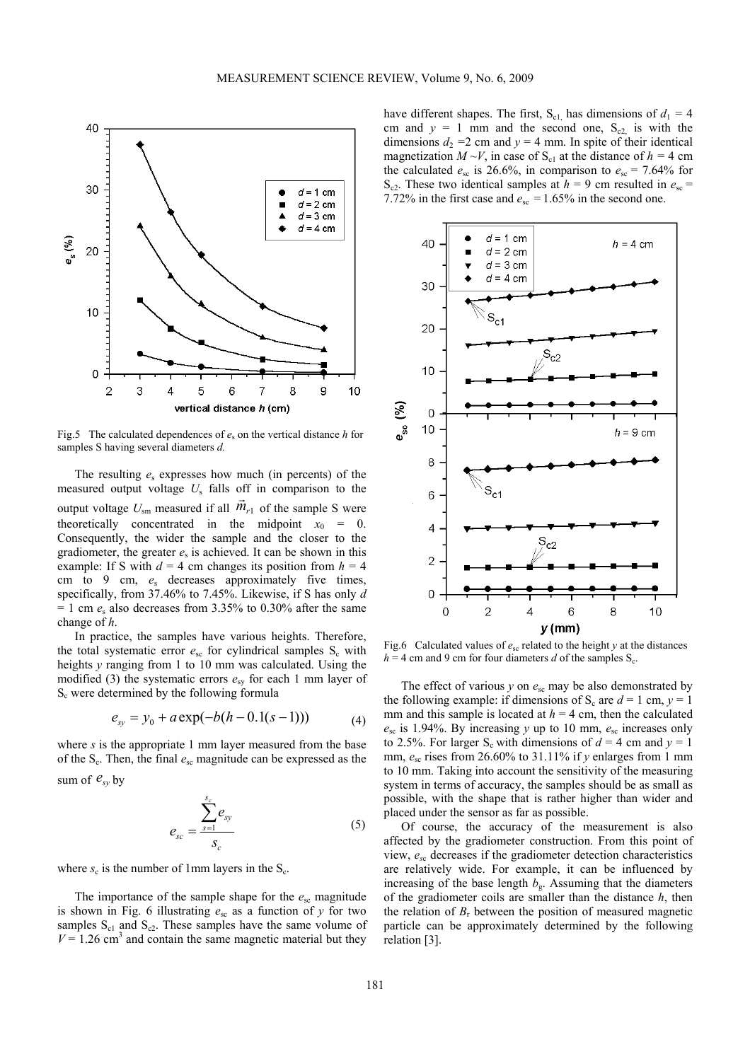Fig.5 The calculated dependences of $e_s$ on the vertical distance $h$ for samples S having several diameters $d$.

The resulting $e_s$ expresses how much (in percents) of the measured output voltage $U_s$ falls off in comparison to the output voltage $U_{sm}$ measured if all $\vec{m}_{r1}$ of the sample S were theoretically concentrated in the midpoint $x_0 = 0$. Consequently, the wider the sample and the closer to the gradiometer, the greater $e_s$ is achieved. It can be shown in this example: If S with $d = 4$ cm changes its position from $h = 4$ cm to 9 cm, $e_s$ decreases approximately five times, specifically, from 37.46% to 7.45%. Likewise, if S has only $d = 1$ cm $e_s$ also decreases from 3.35% to 0.30% after the same change of $h$.

In practice, the samples have various heights. Therefore, the total systematic error $e_{sc}$ for cylindrical samples $S_c$ with heights $y$ ranging from 1 to 10 mm was calculated. Using the modified (3) the systematic errors $e_{sy}$ for each 1 mm layer of $S_c$ were determined by the following formula

$$e_{sy} = y_0 + a\exp(-b(h - 0.1(s-1))) \tag{4}$$

where $s$ is the appropriate 1 mm layer measured from the base of the $S_c$. Then, the final $e_{sc}$ magnitude can be expressed as the sum of $e_{sy}$ by

$$e_{sc} = \frac{\sum_{s=1}^{s_c} e_{sy}}{s_c} \tag{5}$$

where $s_c$ is the number of 1mm layers in the $S_c$.

The importance of the sample shape for the $e_{sc}$ magnitude is shown in Fig. 6 illustrating $e_{sc}$ as a function of $y$ for two samples $S_{c1}$ and $S_{c2}$. These samples have the same volume of $V = 1.26$ cm$^3$ and contain the same magnetic material but they have different shapes. The first, $S_{c1}$, has dimensions of $d_1 = 4$ cm and $y = 1$ mm and the second one, $S_{c2}$, is with the dimensions $d_2 = 2$ cm and $y = 4$ mm. In spite of their identical magnetization $M \sim V$, in case of $S_{c1}$ at the distance of $h = 4$ cm the calculated $e_{sc}$ is 26.6%, in comparison to $e_{sc} = 7.64\%$ for $S_{c2}$. These two identical samples at $h = 9$ cm resulted in $e_{sc} = 7.72\%$ in the first case and $e_{sc} = 1.65\%$ in the second one.

Fig.6 Calculated values of $e_{sc}$ related to the height $y$ at the distances $h = 4$ cm and 9 cm for four diameters $d$ of the samples $S_c$.

The effect of various $y$ on $e_{sc}$ may be also demonstrated by the following example: if dimensions of $S_c$ are $d = 1$ cm, $y = 1$ mm and this sample is located at $h = 4$ cm, then the calculated $e_{sc}$ is 1.94%. By increasing $y$ up to 10 mm, $e_{sc}$ increases only to 2.5%. For larger $S_c$ with dimensions of $d = 4$ cm and $y = 1$ mm, $e_{sc}$ rises from 26.60% to 31.11% if $y$ enlarges from 1 mm to 10 mm. Taking into account the sensitivity of the measuring system in terms of accuracy, the samples should be as small as possible, with the shape that is rather higher than wider and placed under the sensor as far as possible.

Of course, the accuracy of the measurement is also affected by the gradiometer construction. From this point of view, $e_{sc}$ decreases if the gradiometer detection characteristics are relatively wide. For example, it can be influenced by increasing of the base length $b_g$. Assuming that the diameters of the gradiometer coils are smaller than the distance $h$, then the relation of $B_r$ between the position of measured magnetic particle can be approximately determined by the following relation [3].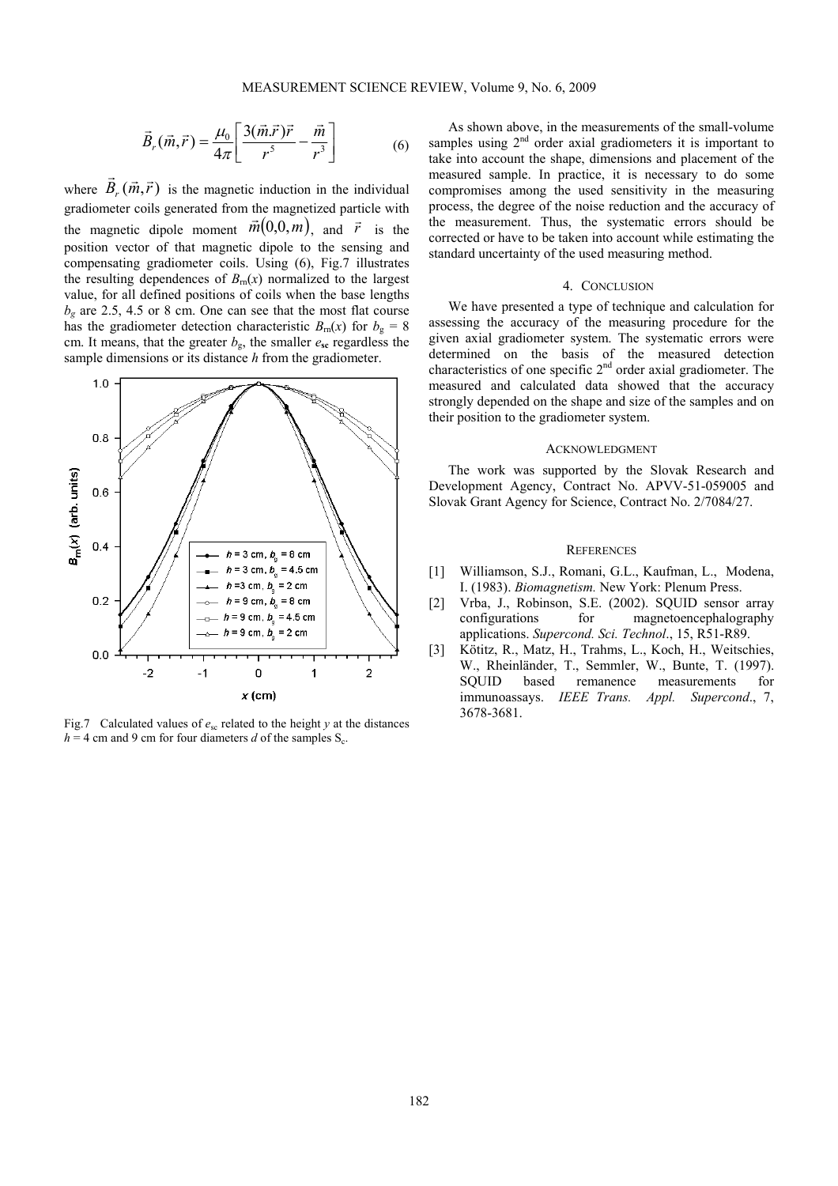$$\vec{B}_r(\vec{m},\vec{r}) = \frac{\mu_0}{4\pi}\left[\frac{3(\vec{m}.\vec{r})\vec{r}}{r^5} - \frac{\vec{m}}{r^3}\right] \tag{6}$$

where $\vec{B}_r(\vec{m},\vec{r})$ is the magnetic induction in the individual gradiometer coils generated from the magnetized particle with the magnetic dipole moment $\vec{m}(0,0,m)$, and $\vec{r}$ is the position vector of that magnetic dipole to the sensing and compensating gradiometer coils. Using (6), Fig.7 illustrates the resulting dependences of $B_{\mathrm{rn}}(x)$ normalized to the largest value, for all defined positions of coils when the base lengths $b_g$ are 2.5, 4.5 or 8 cm. One can see that the most flat course has the gradiometer detection characteristic $B_{\mathrm{rn}}(x)$ for $b_g$ = 8 cm. It means, that the greater $b_g$, the smaller $e_{\mathbf{sc}}$ regardless the sample dimensions or its distance $h$ from the gradiometer.

$B_m(x)$ (arb. units)

1.0
0.8
0.6
0.4
0.2
0.0

-2 -1 0 1 2

x (cm)

h = 3 cm, $b_g$ = 8 cm
h = 3 cm, $b_g$ = 4.5 cm
h = 3 cm, $b_g$ = 2 cm
h = 9 cm, $b_g$ = 8 cm
h = 9 cm, $b_g$ = 4.5 cm
h = 9 cm, $b_g$ = 2 cm

Fig.7 Calculated values of $e_{\mathrm{sc}}$ related to the height $y$ at the distances $h$ = 4 cm and 9 cm for four diameters $d$ of the samples $S_c$.

As shown above, in the measurements of the small-volume samples using 2nd order axial gradiometers it is important to take into account the shape, dimensions and placement of the measured sample. In practice, it is necessary to do some compromises among the used sensitivity in the measuring process, the degree of the noise reduction and the accuracy of the measurement. Thus, the systematic errors should be corrected or have to be taken into account while estimating the standard uncertainty of the used measuring method.

## 4. CONCLUSION

We have presented a type of technique and calculation for assessing the accuracy of the measuring procedure for the given axial gradiometer system. The systematic errors were determined on the basis of the measured detection characteristics of one specific 2nd order axial gradiometer. The measured and calculated data showed that the accuracy strongly depended on the shape and size of the samples and on their position to the gradiometer system.

## ACKNOWLEDGMENT

The work was supported by the Slovak Research and Development Agency, Contract No. APVV-51-059005 and Slovak Grant Agency for Science, Contract No. 2/7084/27.

## REFERENCES

[1] Williamson, S.J., Romani, G.L., Kaufman, L., Modena, I. (1983). *Biomagnetism.* New York: Plenum Press.

[2] Vrba, J., Robinson, S.E. (2002). SQUID sensor array configurations for magnetoencephalography applications. *Supercond. Sci. Technol.*, 15, R51-R89.

[3] Kötitz, R., Matz, H., Trahms, L., Koch, H., Weitschies, W., Rheinländer, T., Semmler, W., Bunte, T. (1997). SQUID based remanence measurements for immunoassays. *IEEE Trans. Appl. Supercond.*, 7, 3678-3681.